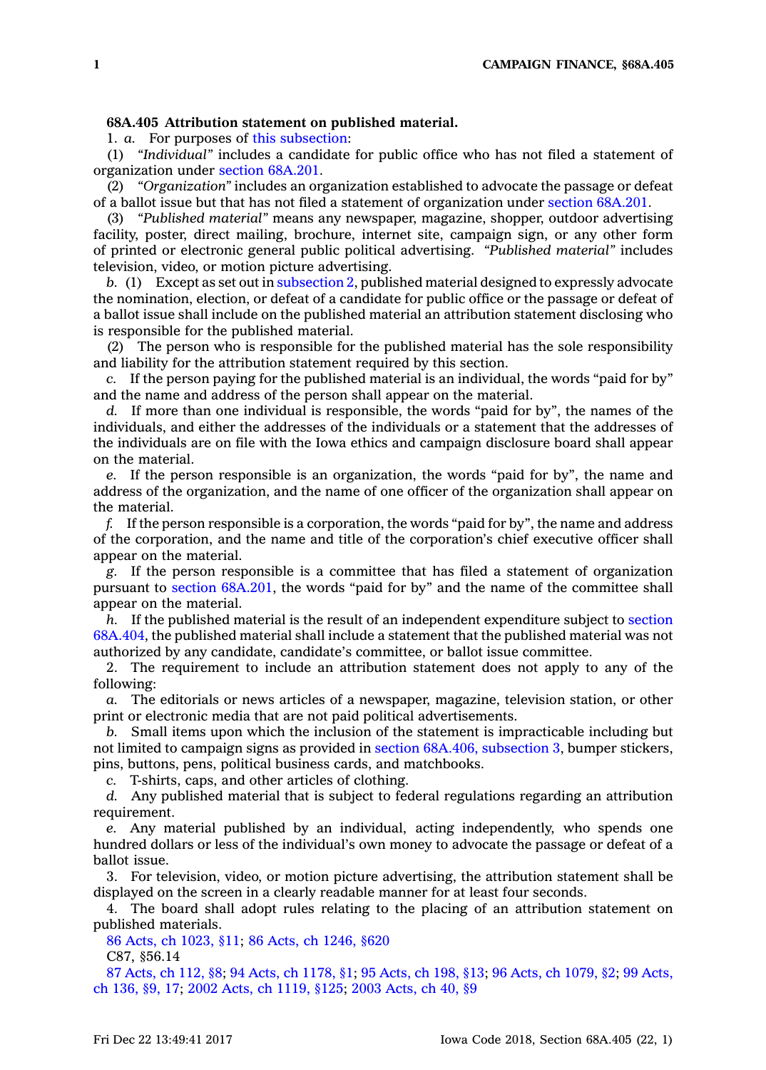**68A.405 Attribution statement on published material.**

1. *a.* For purposes of this subsection:

(1) *"Individual"* includes a candidate for public office who has not filed a statement of organization under section 68A.201.

(2) *"Organization"* includes an organization established to advocate the passage or defeat of a ballot issue but that has not filed a statement of organization under section 68A.201.

(3) *"Published material"* means any newspaper, magazine, shopper, outdoor advertising facility, poster, direct mailing, brochure, internet site, campaign sign, or any other form of printed or electronic general public political advertising. *"Published material"* includes television, video, or motion picture advertising.

*b.* (1) Except as set out in subsection 2, published material designed to expressly advocate the nomination, election, or defeat of a candidate for public office or the passage or defeat of a ballot issue shall include on the published material an attribution statement disclosing who is responsible for the published material.

(2) The person who is responsible for the published material has the sole responsibility and liability for the attribution statement required by this section.

*c.* If the person paying for the published material is an individual, the words "paid for by" and the name and address of the person shall appear on the material.

*d.* If more than one individual is responsible, the words "paid for by", the names of the individuals, and either the addresses of the individuals or a statement that the addresses of the individuals are on file with the Iowa ethics and campaign disclosure board shall appear on the material.

*e.* If the person responsible is an organization, the words "paid for by", the name and address of the organization, and the name of one officer of the organization shall appear on the material.

*f.* If the person responsible is a corporation, the words "paid for by", the name and address of the corporation, and the name and title of the corporation's chief executive officer shall appear on the material.

*g.* If the person responsible is a committee that has filed a statement of organization pursuant to section 68A.201, the words "paid for by" and the name of the committee shall appear on the material.

*h.* If the published material is the result of an independent expenditure subject to section 68A.404, the published material shall include a statement that the published material was not authorized by any candidate, candidate's committee, or ballot issue committee.

2. The requirement to include an attribution statement does not apply to any of the following:

*a.* The editorials or news articles of a newspaper, magazine, television station, or other print or electronic media that are not paid political advertisements.

*b.* Small items upon which the inclusion of the statement is impracticable including but not limited to campaign signs as provided in section 68A.406, subsection 3, bumper stickers, pins, buttons, pens, political business cards, and matchbooks.

*c.* T-shirts, caps, and other articles of clothing.

*d.* Any published material that is subject to federal regulations regarding an attribution requirement.

*e.* Any material published by an individual, acting independently, who spends one hundred dollars or less of the individual's own money to advocate the passage or defeat of a ballot issue.

3. For television, video, or motion picture advertising, the attribution statement shall be displayed on the screen in a clearly readable manner for at least four seconds.

4. The board shall adopt rules relating to the placing of an attribution statement on published materials.

86 Acts, ch 1023, §11; 86 Acts, ch 1246, §620

C87, §56.14

87 Acts, ch 112, §8; 94 Acts, ch 1178, §1; 95 Acts, ch 198, §13; 96 Acts, ch 1079, §2; 99 Acts, ch 136, §9, 17; 2002 Acts, ch 1119, §125; 2003 Acts, ch 40, §9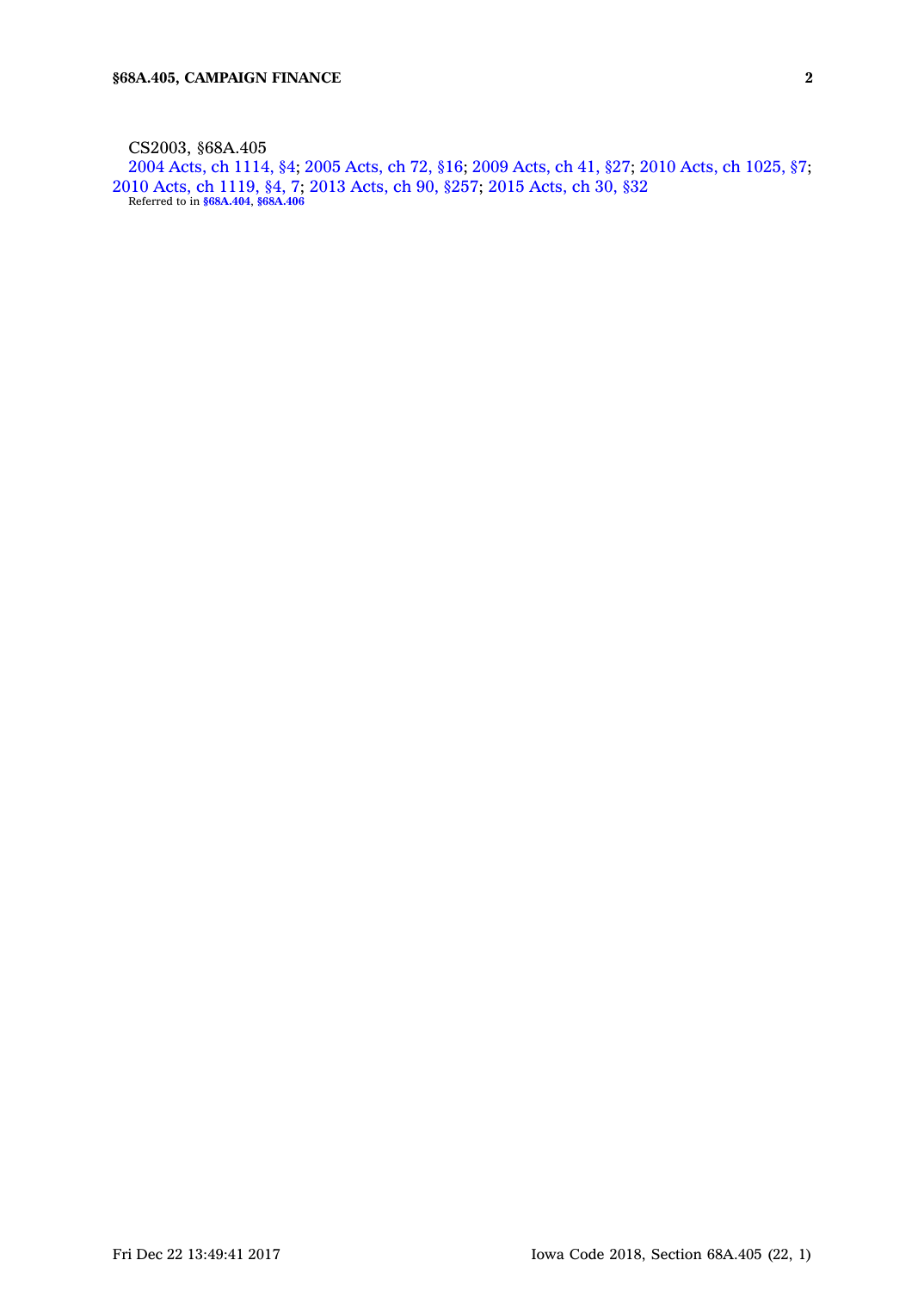CS2003, §68A.405

2004 Acts, ch 1114, §4; 2005 Acts, ch 72, §16; 2009 Acts, ch 41, §27; 2010 Acts, ch 1025, §7; 2010 Acts, ch 1119, §4, 7; 2013 Acts, ch 90, §257; 2015 Acts, ch 30, §32

Referred to in **§68A.404**, **§68A.406**